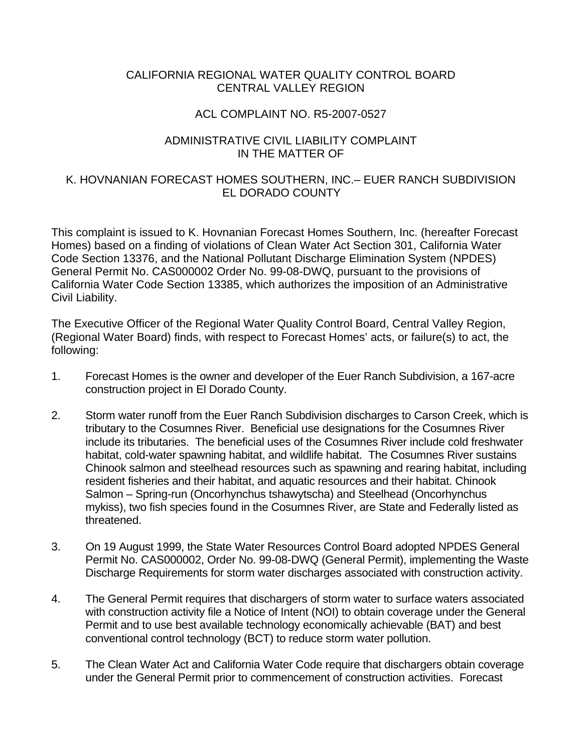CALIFORNIA REGIONAL WATER QUALITY CONTROL BOARD
CENTRAL VALLEY REGION

ACL COMPLAINT NO. R5-2007-0527

ADMINISTRATIVE CIVIL LIABILITY COMPLAINT
IN THE MATTER OF

K. HOVNANIAN FORECAST HOMES SOUTHERN, INC.– EUER RANCH SUBDIVISION
EL DORADO COUNTY

This complaint is issued to K. Hovnanian Forecast Homes Southern, Inc. (hereafter Forecast Homes) based on a finding of violations of Clean Water Act Section 301, California Water Code Section 13376, and the National Pollutant Discharge Elimination System (NPDES) General Permit No. CAS000002 Order No. 99-08-DWQ, pursuant to the provisions of California Water Code Section 13385, which authorizes the imposition of an Administrative Civil Liability.

The Executive Officer of the Regional Water Quality Control Board, Central Valley Region, (Regional Water Board) finds, with respect to Forecast Homes' acts, or failure(s) to act, the following:

1. Forecast Homes is the owner and developer of the Euer Ranch Subdivision, a 167-acre construction project in El Dorado County.

2. Storm water runoff from the Euer Ranch Subdivision discharges to Carson Creek, which is tributary to the Cosumnes River. Beneficial use designations for the Cosumnes River include its tributaries. The beneficial uses of the Cosumnes River include cold freshwater habitat, cold-water spawning habitat, and wildlife habitat. The Cosumnes River sustains Chinook salmon and steelhead resources such as spawning and rearing habitat, including resident fisheries and their habitat, and aquatic resources and their habitat. Chinook Salmon – Spring-run (Oncorhynchus tshawytscha) and Steelhead (Oncorhynchus mykiss), two fish species found in the Cosumnes River, are State and Federally listed as threatened.

3. On 19 August 1999, the State Water Resources Control Board adopted NPDES General Permit No. CAS000002, Order No. 99-08-DWQ (General Permit), implementing the Waste Discharge Requirements for storm water discharges associated with construction activity.

4. The General Permit requires that dischargers of storm water to surface waters associated with construction activity file a Notice of Intent (NOI) to obtain coverage under the General Permit and to use best available technology economically achievable (BAT) and best conventional control technology (BCT) to reduce storm water pollution.

5. The Clean Water Act and California Water Code require that dischargers obtain coverage under the General Permit prior to commencement of construction activities. Forecast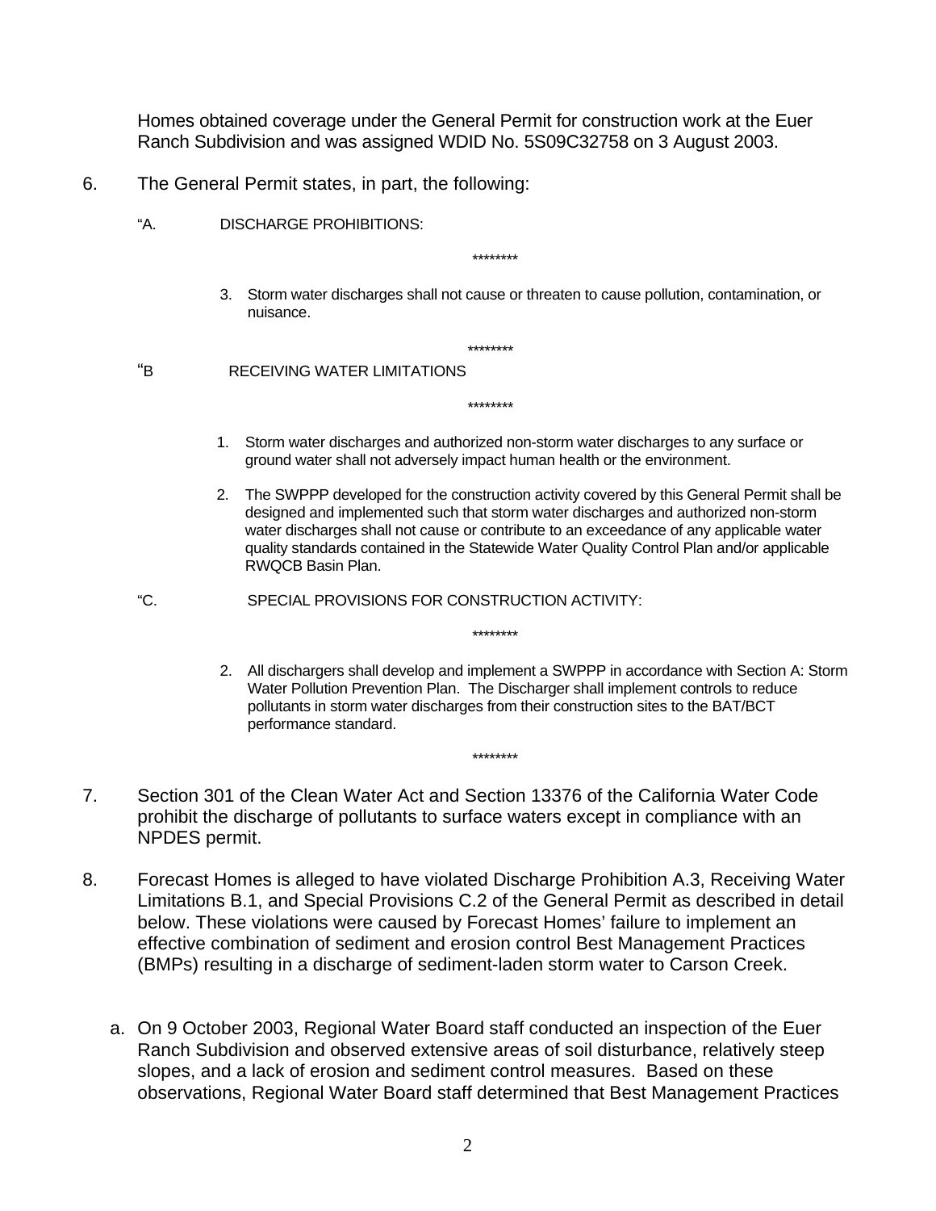Homes obtained coverage under the General Permit for construction work at the Euer Ranch Subdivision and was assigned WDID No. 5S09C32758 on 3 August 2003.

6. The General Permit states, in part, the following:

   "A. DISCHARGE PROHIBITIONS:

   ********

   3. Storm water discharges shall not cause or threaten to cause pollution, contamination, or nuisance.

   ********

   "B RECEIVING WATER LIMITATIONS

   ********

   1. Storm water discharges and authorized non-storm water discharges to any surface or ground water shall not adversely impact human health or the environment.

   2. The SWPPP developed for the construction activity covered by this General Permit shall be designed and implemented such that storm water discharges and authorized non-storm water discharges shall not cause or contribute to an exceedance of any applicable water quality standards contained in the Statewide Water Quality Control Plan and/or applicable RWQCB Basin Plan.

   "C. SPECIAL PROVISIONS FOR CONSTRUCTION ACTIVITY:

   ********

   2. All dischargers shall develop and implement a SWPPP in accordance with Section A: Storm Water Pollution Prevention Plan. The Discharger shall implement controls to reduce pollutants in storm water discharges from their construction sites to the BAT/BCT performance standard.

   ********

7. Section 301 of the Clean Water Act and Section 13376 of the California Water Code prohibit the discharge of pollutants to surface waters except in compliance with an NPDES permit.

8. Forecast Homes is alleged to have violated Discharge Prohibition A.3, Receiving Water Limitations B.1, and Special Provisions C.2 of the General Permit as described in detail below. These violations were caused by Forecast Homes' failure to implement an effective combination of sediment and erosion control Best Management Practices (BMPs) resulting in a discharge of sediment-laden storm water to Carson Creek.

   a. On 9 October 2003, Regional Water Board staff conducted an inspection of the Euer Ranch Subdivision and observed extensive areas of soil disturbance, relatively steep slopes, and a lack of erosion and sediment control measures. Based on these observations, Regional Water Board staff determined that Best Management Practices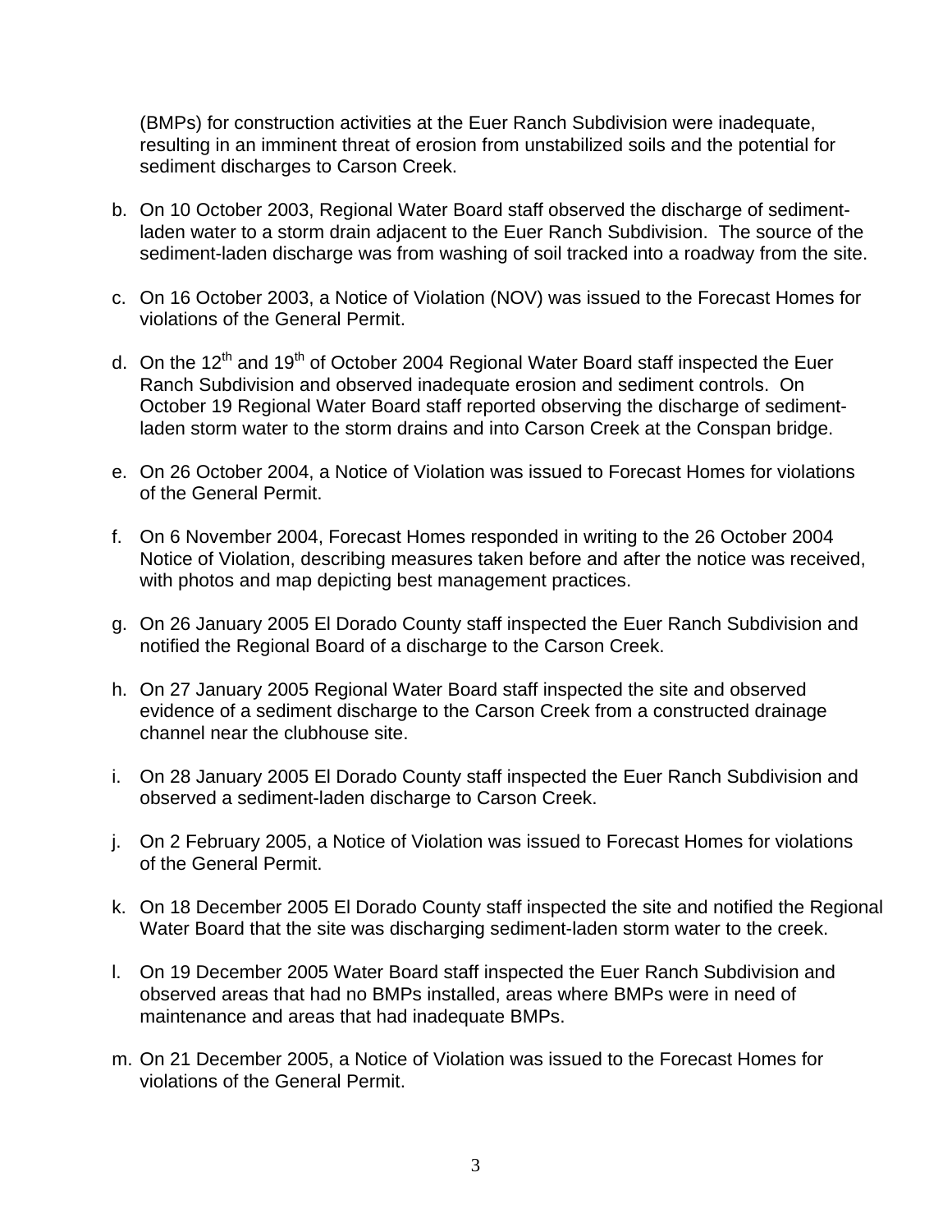(BMPs) for construction activities at the Euer Ranch Subdivision were inadequate, resulting in an imminent threat of erosion from unstabilized soils and the potential for sediment discharges to Carson Creek.

b. On 10 October 2003, Regional Water Board staff observed the discharge of sediment-laden water to a storm drain adjacent to the Euer Ranch Subdivision. The source of the sediment-laden discharge was from washing of soil tracked into a roadway from the site.

c. On 16 October 2003, a Notice of Violation (NOV) was issued to the Forecast Homes for violations of the General Permit.

d. On the 12th and 19th of October 2004 Regional Water Board staff inspected the Euer Ranch Subdivision and observed inadequate erosion and sediment controls. On October 19 Regional Water Board staff reported observing the discharge of sediment-laden storm water to the storm drains and into Carson Creek at the Conspan bridge.

e. On 26 October 2004, a Notice of Violation was issued to Forecast Homes for violations of the General Permit.

f. On 6 November 2004, Forecast Homes responded in writing to the 26 October 2004 Notice of Violation, describing measures taken before and after the notice was received, with photos and map depicting best management practices.

g. On 26 January 2005 El Dorado County staff inspected the Euer Ranch Subdivision and notified the Regional Board of a discharge to the Carson Creek.

h. On 27 January 2005 Regional Water Board staff inspected the site and observed evidence of a sediment discharge to the Carson Creek from a constructed drainage channel near the clubhouse site.

i. On 28 January 2005 El Dorado County staff inspected the Euer Ranch Subdivision and observed a sediment-laden discharge to Carson Creek.

j. On 2 February 2005, a Notice of Violation was issued to Forecast Homes for violations of the General Permit.

k. On 18 December 2005 El Dorado County staff inspected the site and notified the Regional Water Board that the site was discharging sediment-laden storm water to the creek.

l. On 19 December 2005 Water Board staff inspected the Euer Ranch Subdivision and observed areas that had no BMPs installed, areas where BMPs were in need of maintenance and areas that had inadequate BMPs.

m. On 21 December 2005, a Notice of Violation was issued to the Forecast Homes for violations of the General Permit.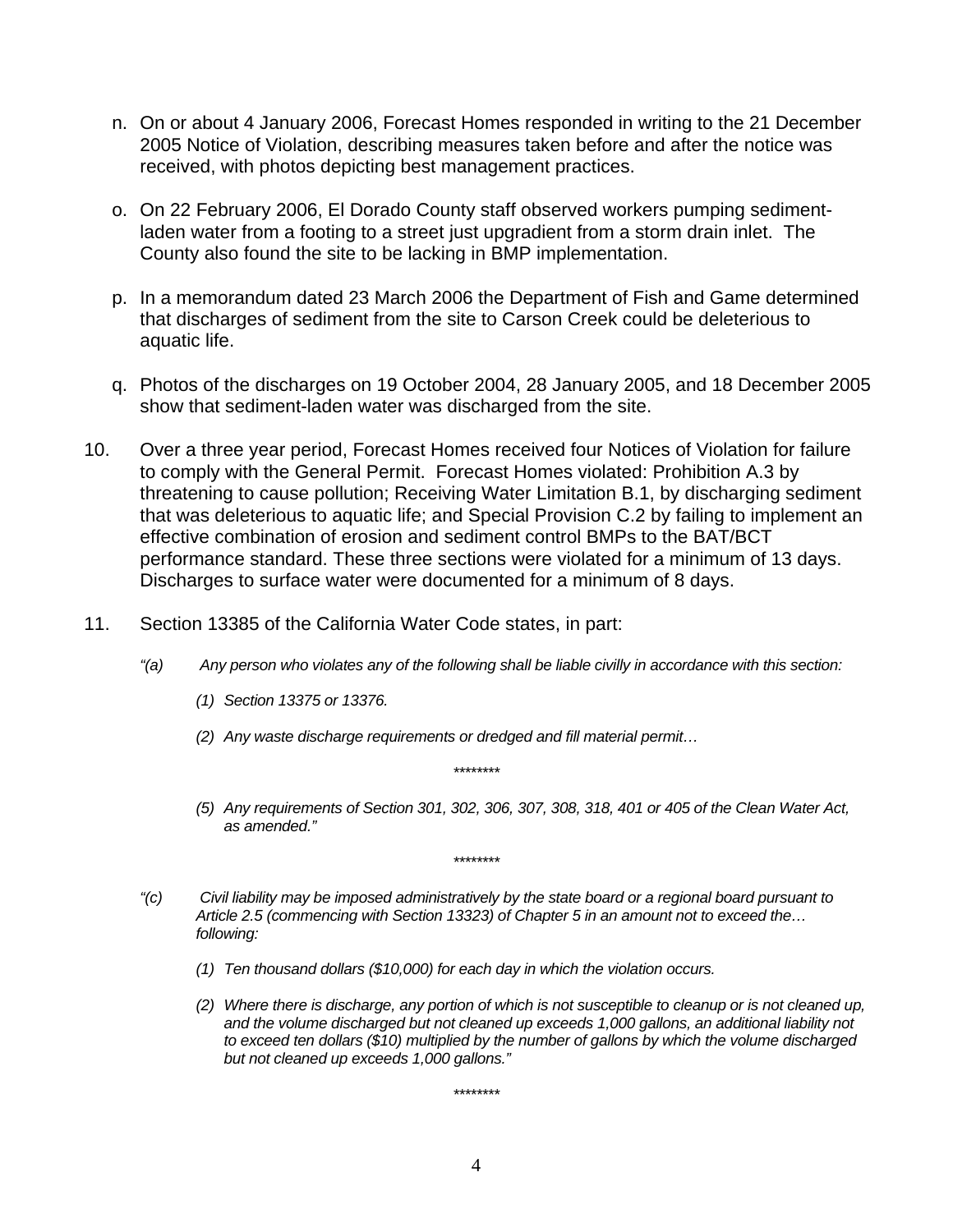n. On or about 4 January 2006, Forecast Homes responded in writing to the 21 December 2005 Notice of Violation, describing measures taken before and after the notice was received, with photos depicting best management practices.

o. On 22 February 2006, El Dorado County staff observed workers pumping sediment-laden water from a footing to a street just upgradient from a storm drain inlet. The County also found the site to be lacking in BMP implementation.

p. In a memorandum dated 23 March 2006 the Department of Fish and Game determined that discharges of sediment from the site to Carson Creek could be deleterious to aquatic life.

q. Photos of the discharges on 19 October 2004, 28 January 2005, and 18 December 2005 show that sediment-laden water was discharged from the site.

10. Over a three year period, Forecast Homes received four Notices of Violation for failure to comply with the General Permit. Forecast Homes violated: Prohibition A.3 by threatening to cause pollution; Receiving Water Limitation B.1, by discharging sediment that was deleterious to aquatic life; and Special Provision C.2 by failing to implement an effective combination of erosion and sediment control BMPs to the BAT/BCT performance standard. These three sections were violated for a minimum of 13 days. Discharges to surface water were documented for a minimum of 8 days.

11. Section 13385 of the California Water Code states, in part:

*"(a) Any person who violates any of the following shall be liable civilly in accordance with this section:*

*(1) Section 13375 or 13376.*

*(2) Any waste discharge requirements or dredged and fill material permit…*

*\*\*\*\*\*\*\*\**

*(5) Any requirements of Section 301, 302, 306, 307, 308, 318, 401 or 405 of the Clean Water Act, as amended."*

*\*\*\*\*\*\*\*\**

*"(c) Civil liability may be imposed administratively by the state board or a regional board pursuant to Article 2.5 (commencing with Section 13323) of Chapter 5 in an amount not to exceed the… following:*

*(1) Ten thousand dollars ($10,000) for each day in which the violation occurs.*

*(2) Where there is discharge, any portion of which is not susceptible to cleanup or is not cleaned up, and the volume discharged but not cleaned up exceeds 1,000 gallons, an additional liability not to exceed ten dollars ($10) multiplied by the number of gallons by which the volume discharged but not cleaned up exceeds 1,000 gallons."*

*\*\*\*\*\*\*\*\**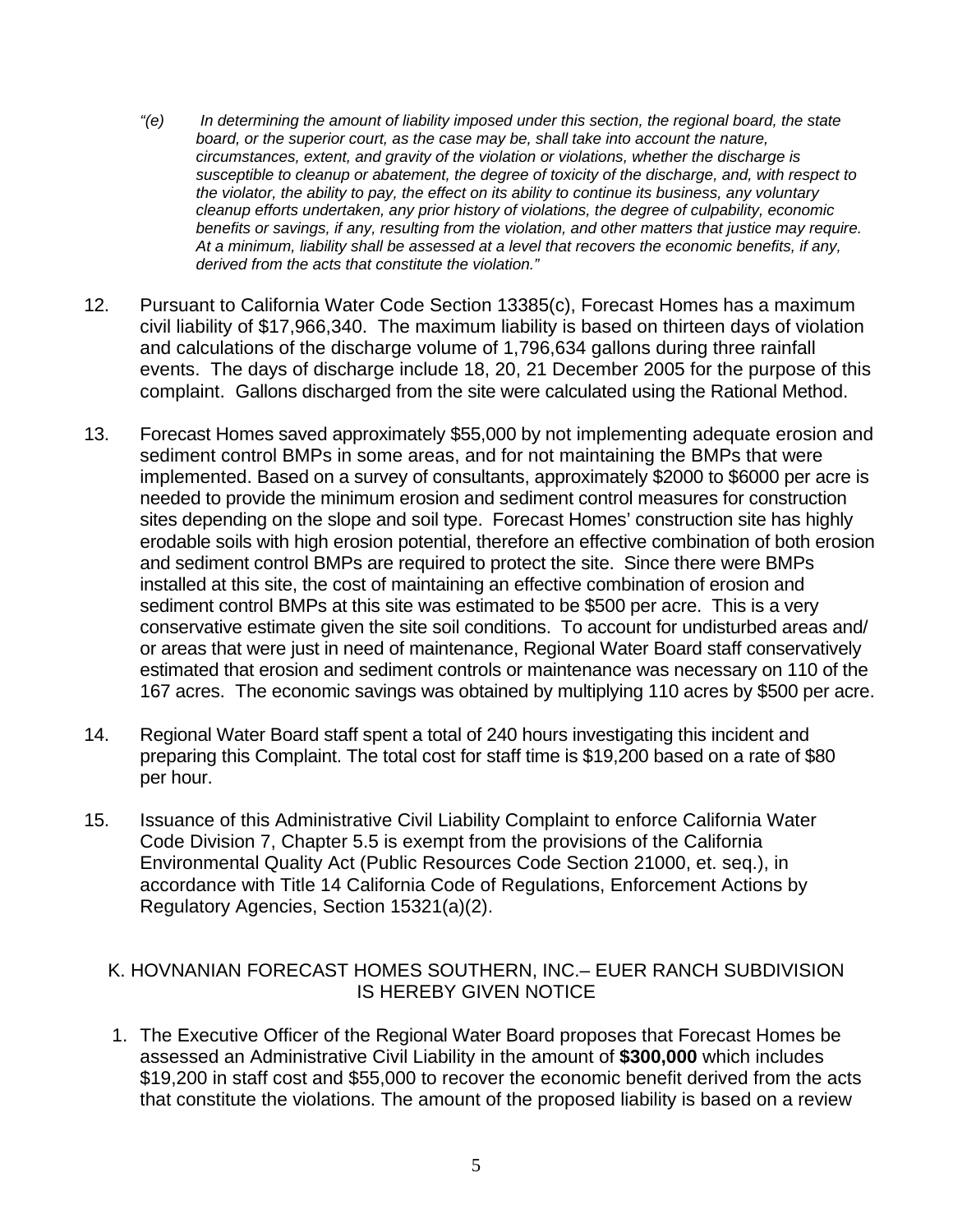*"(e) In determining the amount of liability imposed under this section, the regional board, the state board, or the superior court, as the case may be, shall take into account the nature, circumstances, extent, and gravity of the violation or violations, whether the discharge is susceptible to cleanup or abatement, the degree of toxicity of the discharge, and, with respect to the violator, the ability to pay, the effect on its ability to continue its business, any voluntary cleanup efforts undertaken, any prior history of violations, the degree of culpability, economic benefits or savings, if any, resulting from the violation, and other matters that justice may require. At a minimum, liability shall be assessed at a level that recovers the economic benefits, if any, derived from the acts that constitute the violation."*

12. Pursuant to California Water Code Section 13385(c), Forecast Homes has a maximum civil liability of $17,966,340. The maximum liability is based on thirteen days of violation and calculations of the discharge volume of 1,796,634 gallons during three rainfall events. The days of discharge include 18, 20, 21 December 2005 for the purpose of this complaint. Gallons discharged from the site were calculated using the Rational Method.

13. Forecast Homes saved approximately $55,000 by not implementing adequate erosion and sediment control BMPs in some areas, and for not maintaining the BMPs that were implemented. Based on a survey of consultants, approximately $2000 to $6000 per acre is needed to provide the minimum erosion and sediment control measures for construction sites depending on the slope and soil type. Forecast Homes' construction site has highly erodable soils with high erosion potential, therefore an effective combination of both erosion and sediment control BMPs are required to protect the site. Since there were BMPs installed at this site, the cost of maintaining an effective combination of erosion and sediment control BMPs at this site was estimated to be $500 per acre. This is a very conservative estimate given the site soil conditions. To account for undisturbed areas and/ or areas that were just in need of maintenance, Regional Water Board staff conservatively estimated that erosion and sediment controls or maintenance was necessary on 110 of the 167 acres. The economic savings was obtained by multiplying 110 acres by $500 per acre.

14. Regional Water Board staff spent a total of 240 hours investigating this incident and preparing this Complaint. The total cost for staff time is $19,200 based on a rate of $80 per hour.

15. Issuance of this Administrative Civil Liability Complaint to enforce California Water Code Division 7, Chapter 5.5 is exempt from the provisions of the California Environmental Quality Act (Public Resources Code Section 21000, et. seq.), in accordance with Title 14 California Code of Regulations, Enforcement Actions by Regulatory Agencies, Section 15321(a)(2).

## K. HOVNANIAN FORECAST HOMES SOUTHERN, INC.– EUER RANCH SUBDIVISION IS HEREBY GIVEN NOTICE

1. The Executive Officer of the Regional Water Board proposes that Forecast Homes be assessed an Administrative Civil Liability in the amount of **$300,000** which includes $19,200 in staff cost and $55,000 to recover the economic benefit derived from the acts that constitute the violations. The amount of the proposed liability is based on a review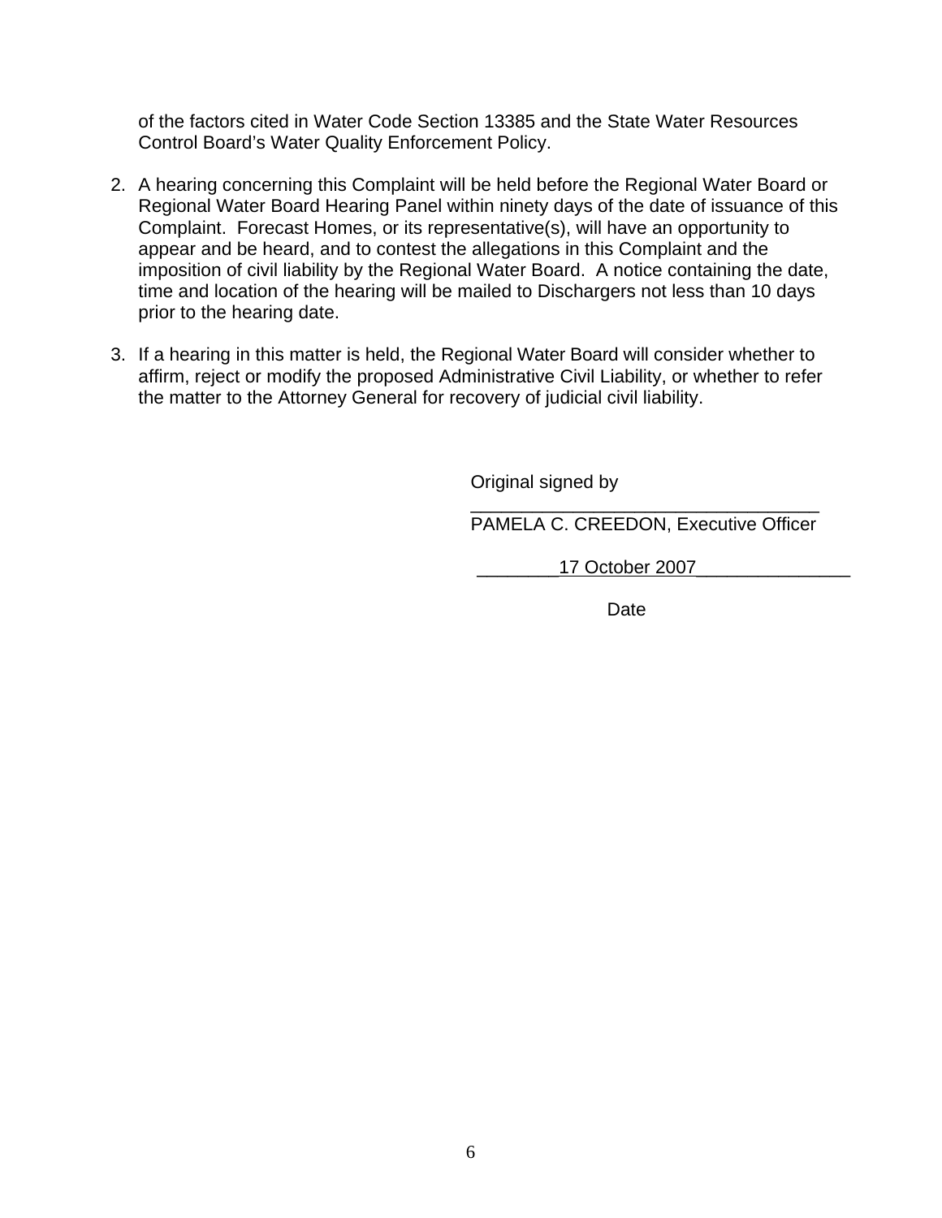of the factors cited in Water Code Section 13385 and the State Water Resources Control Board's Water Quality Enforcement Policy.

2. A hearing concerning this Complaint will be held before the Regional Water Board or Regional Water Board Hearing Panel within ninety days of the date of issuance of this Complaint. Forecast Homes, or its representative(s), will have an opportunity to appear and be heard, and to contest the allegations in this Complaint and the imposition of civil liability by the Regional Water Board. A notice containing the date, time and location of the hearing will be mailed to Dischargers not less than 10 days prior to the hearing date.

3. If a hearing in this matter is held, the Regional Water Board will consider whether to affirm, reject or modify the proposed Administrative Civil Liability, or whether to refer the matter to the Attorney General for recovery of judicial civil liability.

Original signed by
__________________________________
PAMELA C. CREEDON, Executive Officer

________17 October 2007_______________
Date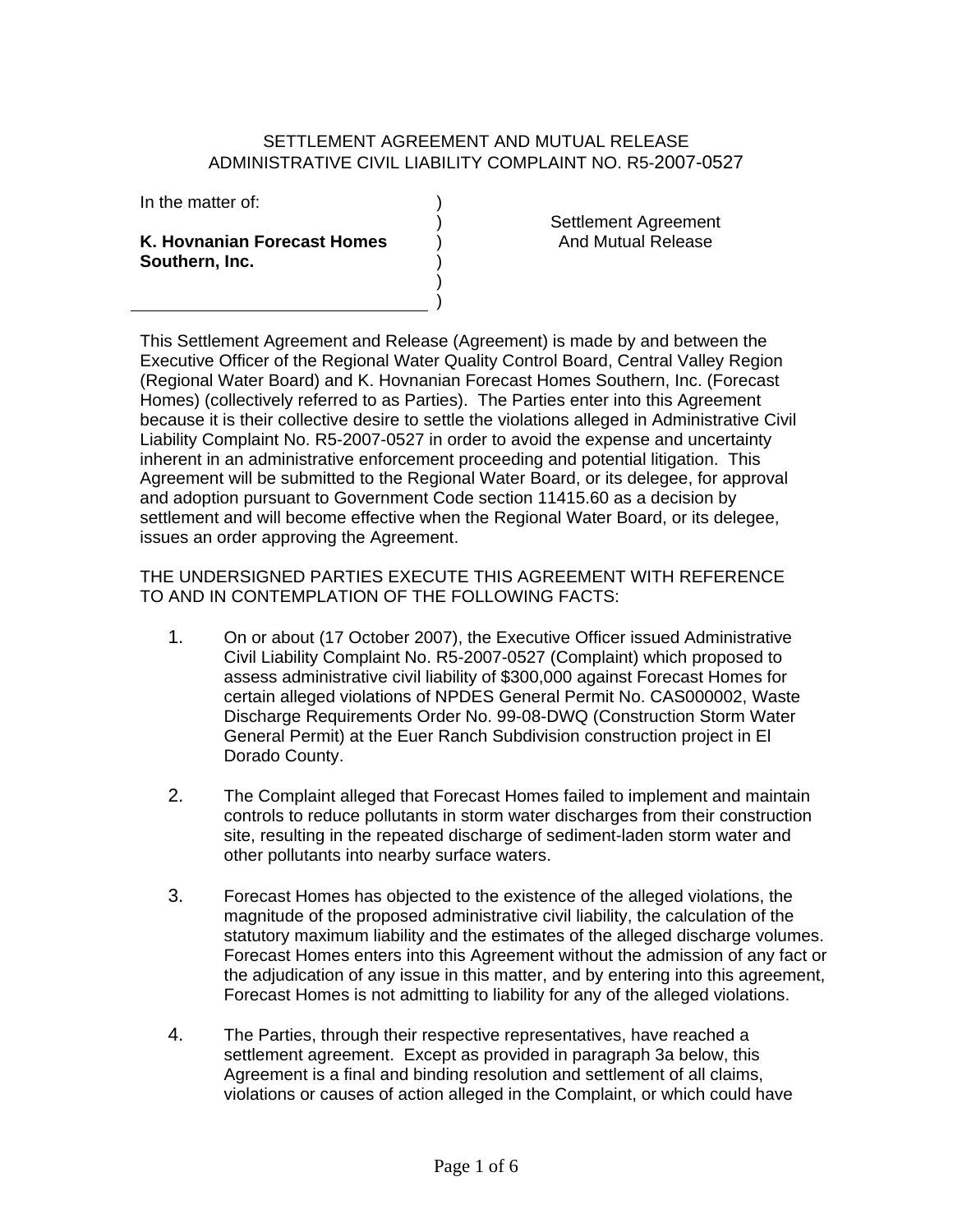SETTLEMENT AGREEMENT AND MUTUAL RELEASE
ADMINISTRATIVE CIVIL LIABILITY COMPLAINT NO. R5-2007-0527

| In the matter of: | ) | |
|---|---|---|
| | ) | Settlement Agreement |
| **K. Hovnanian Forecast Homes** | ) | And Mutual Release |
| **Southern, Inc.** | ) | |
| | ) | |
| | ) | |

This Settlement Agreement and Release (Agreement) is made by and between the Executive Officer of the Regional Water Quality Control Board, Central Valley Region (Regional Water Board) and K. Hovnanian Forecast Homes Southern, Inc. (Forecast Homes) (collectively referred to as Parties). The Parties enter into this Agreement because it is their collective desire to settle the violations alleged in Administrative Civil Liability Complaint No. R5-2007-0527 in order to avoid the expense and uncertainty inherent in an administrative enforcement proceeding and potential litigation. This Agreement will be submitted to the Regional Water Board, or its delegee, for approval and adoption pursuant to Government Code section 11415.60 as a decision by settlement and will become effective when the Regional Water Board, or its delegee, issues an order approving the Agreement.

THE UNDERSIGNED PARTIES EXECUTE THIS AGREEMENT WITH REFERENCE TO AND IN CONTEMPLATION OF THE FOLLOWING FACTS:

1. On or about (17 October 2007), the Executive Officer issued Administrative Civil Liability Complaint No. R5-2007-0527 (Complaint) which proposed to assess administrative civil liability of $300,000 against Forecast Homes for certain alleged violations of NPDES General Permit No. CAS000002, Waste Discharge Requirements Order No. 99-08-DWQ (Construction Storm Water General Permit) at the Euer Ranch Subdivision construction project in El Dorado County.

2. The Complaint alleged that Forecast Homes failed to implement and maintain controls to reduce pollutants in storm water discharges from their construction site, resulting in the repeated discharge of sediment-laden storm water and other pollutants into nearby surface waters.

3. Forecast Homes has objected to the existence of the alleged violations, the magnitude of the proposed administrative civil liability, the calculation of the statutory maximum liability and the estimates of the alleged discharge volumes. Forecast Homes enters into this Agreement without the admission of any fact or the adjudication of any issue in this matter, and by entering into this agreement, Forecast Homes is not admitting to liability for any of the alleged violations.

4. The Parties, through their respective representatives, have reached a settlement agreement. Except as provided in paragraph 3a below, this Agreement is a final and binding resolution and settlement of all claims, violations or causes of action alleged in the Complaint, or which could have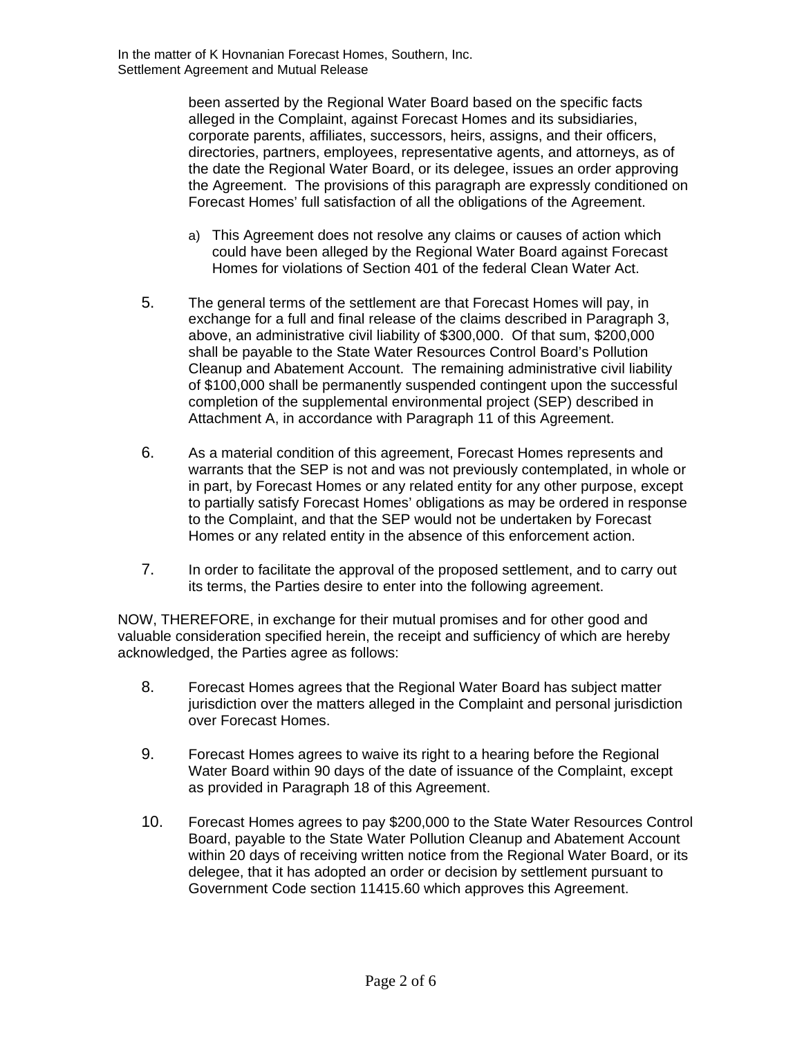been asserted by the Regional Water Board based on the specific facts alleged in the Complaint, against Forecast Homes and its subsidiaries, corporate parents, affiliates, successors, heirs, assigns, and their officers, directories, partners, employees, representative agents, and attorneys, as of the date the Regional Water Board, or its delegee, issues an order approving the Agreement. The provisions of this paragraph are expressly conditioned on Forecast Homes' full satisfaction of all the obligations of the Agreement.

a) This Agreement does not resolve any claims or causes of action which could have been alleged by the Regional Water Board against Forecast Homes for violations of Section 401 of the federal Clean Water Act.

5. The general terms of the settlement are that Forecast Homes will pay, in exchange for a full and final release of the claims described in Paragraph 3, above, an administrative civil liability of $300,000. Of that sum, $200,000 shall be payable to the State Water Resources Control Board's Pollution Cleanup and Abatement Account. The remaining administrative civil liability of $100,000 shall be permanently suspended contingent upon the successful completion of the supplemental environmental project (SEP) described in Attachment A, in accordance with Paragraph 11 of this Agreement.

6. As a material condition of this agreement, Forecast Homes represents and warrants that the SEP is not and was not previously contemplated, in whole or in part, by Forecast Homes or any related entity for any other purpose, except to partially satisfy Forecast Homes' obligations as may be ordered in response to the Complaint, and that the SEP would not be undertaken by Forecast Homes or any related entity in the absence of this enforcement action.

7. In order to facilitate the approval of the proposed settlement, and to carry out its terms, the Parties desire to enter into the following agreement.

NOW, THEREFORE, in exchange for their mutual promises and for other good and valuable consideration specified herein, the receipt and sufficiency of which are hereby acknowledged, the Parties agree as follows:

8. Forecast Homes agrees that the Regional Water Board has subject matter jurisdiction over the matters alleged in the Complaint and personal jurisdiction over Forecast Homes.

9. Forecast Homes agrees to waive its right to a hearing before the Regional Water Board within 90 days of the date of issuance of the Complaint, except as provided in Paragraph 18 of this Agreement.

10. Forecast Homes agrees to pay $200,000 to the State Water Resources Control Board, payable to the State Water Pollution Cleanup and Abatement Account within 20 days of receiving written notice from the Regional Water Board, or its delegee, that it has adopted an order or decision by settlement pursuant to Government Code section 11415.60 which approves this Agreement.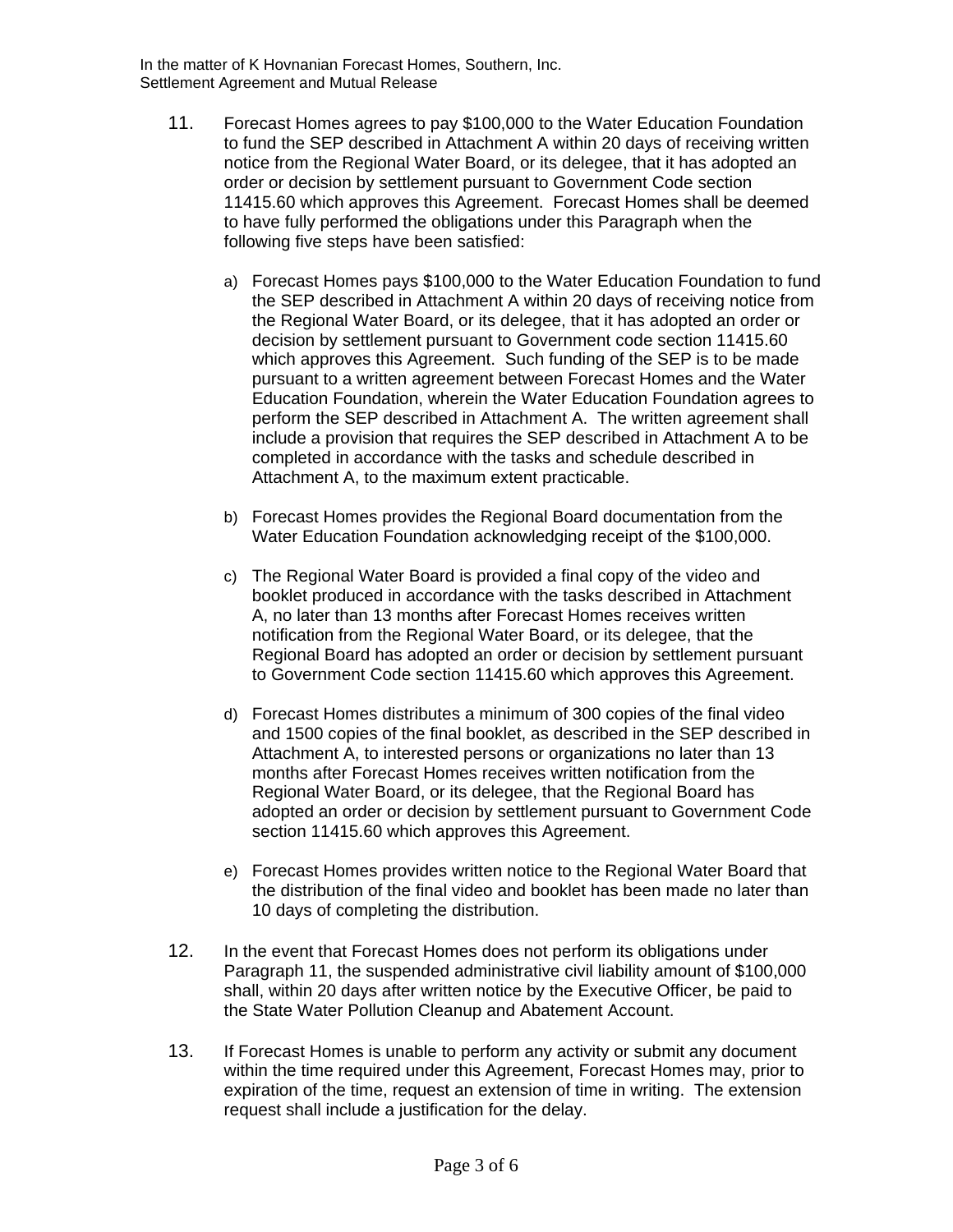11. Forecast Homes agrees to pay $100,000 to the Water Education Foundation to fund the SEP described in Attachment A within 20 days of receiving written notice from the Regional Water Board, or its delegee, that it has adopted an order or decision by settlement pursuant to Government Code section 11415.60 which approves this Agreement. Forecast Homes shall be deemed to have fully performed the obligations under this Paragraph when the following five steps have been satisfied:

    a) Forecast Homes pays $100,000 to the Water Education Foundation to fund the SEP described in Attachment A within 20 days of receiving notice from the Regional Water Board, or its delegee, that it has adopted an order or decision by settlement pursuant to Government code section 11415.60 which approves this Agreement. Such funding of the SEP is to be made pursuant to a written agreement between Forecast Homes and the Water Education Foundation, wherein the Water Education Foundation agrees to perform the SEP described in Attachment A. The written agreement shall include a provision that requires the SEP described in Attachment A to be completed in accordance with the tasks and schedule described in Attachment A, to the maximum extent practicable.

    b) Forecast Homes provides the Regional Board documentation from the Water Education Foundation acknowledging receipt of the $100,000.

    c) The Regional Water Board is provided a final copy of the video and booklet produced in accordance with the tasks described in Attachment A, no later than 13 months after Forecast Homes receives written notification from the Regional Water Board, or its delegee, that the Regional Board has adopted an order or decision by settlement pursuant to Government Code section 11415.60 which approves this Agreement.

    d) Forecast Homes distributes a minimum of 300 copies of the final video and 1500 copies of the final booklet, as described in the SEP described in Attachment A, to interested persons or organizations no later than 13 months after Forecast Homes receives written notification from the Regional Water Board, or its delegee, that the Regional Board has adopted an order or decision by settlement pursuant to Government Code section 11415.60 which approves this Agreement.

    e) Forecast Homes provides written notice to the Regional Water Board that the distribution of the final video and booklet has been made no later than 10 days of completing the distribution.

12. In the event that Forecast Homes does not perform its obligations under Paragraph 11, the suspended administrative civil liability amount of $100,000 shall, within 20 days after written notice by the Executive Officer, be paid to the State Water Pollution Cleanup and Abatement Account.

13. If Forecast Homes is unable to perform any activity or submit any document within the time required under this Agreement, Forecast Homes may, prior to expiration of the time, request an extension of time in writing. The extension request shall include a justification for the delay.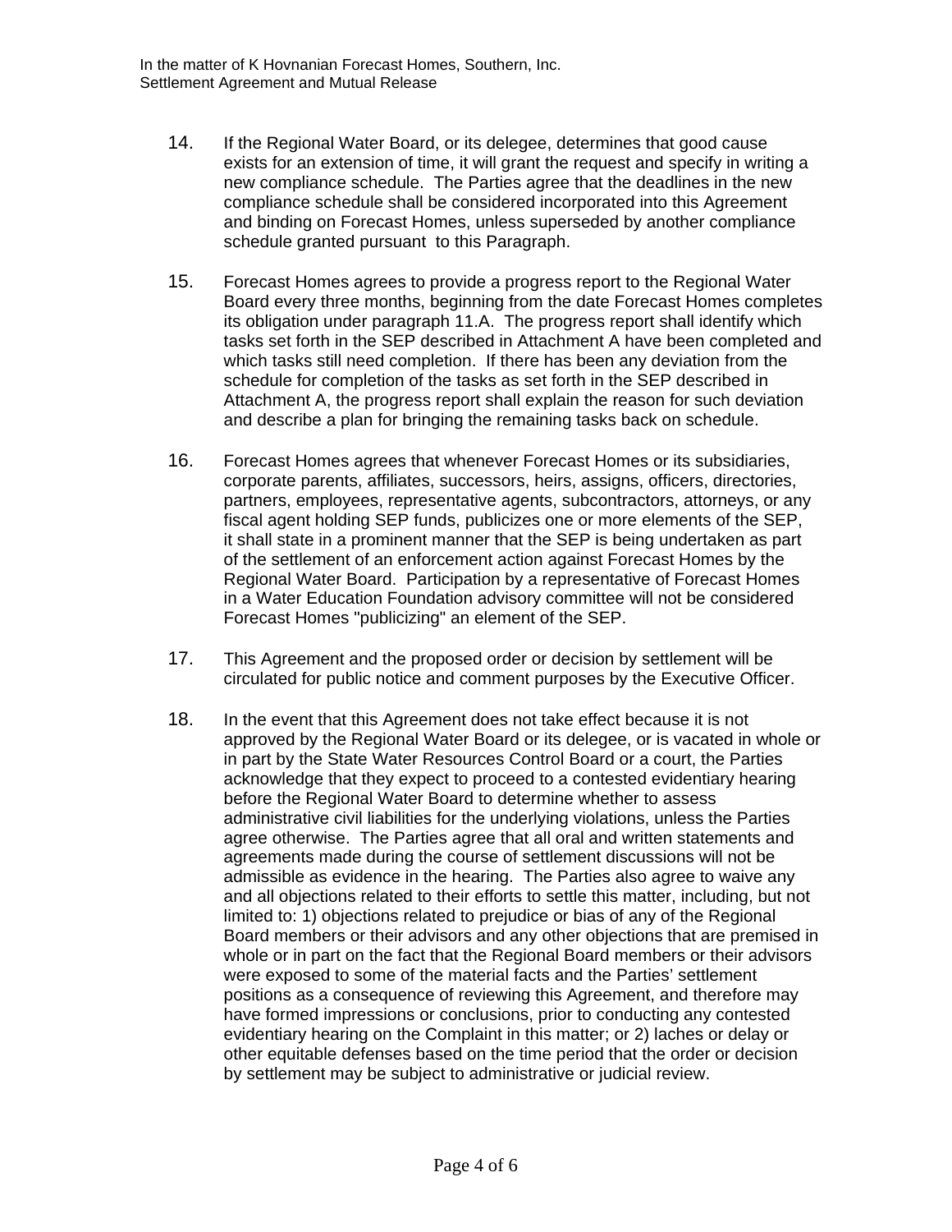14. If the Regional Water Board, or its delegee, determines that good cause exists for an extension of time, it will grant the request and specify in writing a new compliance schedule. The Parties agree that the deadlines in the new compliance schedule shall be considered incorporated into this Agreement and binding on Forecast Homes, unless superseded by another compliance schedule granted pursuant to this Paragraph.

15. Forecast Homes agrees to provide a progress report to the Regional Water Board every three months, beginning from the date Forecast Homes completes its obligation under paragraph 11.A. The progress report shall identify which tasks set forth in the SEP described in Attachment A have been completed and which tasks still need completion. If there has been any deviation from the schedule for completion of the tasks as set forth in the SEP described in Attachment A, the progress report shall explain the reason for such deviation and describe a plan for bringing the remaining tasks back on schedule.

16. Forecast Homes agrees that whenever Forecast Homes or its subsidiaries, corporate parents, affiliates, successors, heirs, assigns, officers, directories, partners, employees, representative agents, subcontractors, attorneys, or any fiscal agent holding SEP funds, publicizes one or more elements of the SEP, it shall state in a prominent manner that the SEP is being undertaken as part of the settlement of an enforcement action against Forecast Homes by the Regional Water Board. Participation by a representative of Forecast Homes in a Water Education Foundation advisory committee will not be considered Forecast Homes "publicizing" an element of the SEP.

17. This Agreement and the proposed order or decision by settlement will be circulated for public notice and comment purposes by the Executive Officer.

18. In the event that this Agreement does not take effect because it is not approved by the Regional Water Board or its delegee, or is vacated in whole or in part by the State Water Resources Control Board or a court, the Parties acknowledge that they expect to proceed to a contested evidentiary hearing before the Regional Water Board to determine whether to assess administrative civil liabilities for the underlying violations, unless the Parties agree otherwise. The Parties agree that all oral and written statements and agreements made during the course of settlement discussions will not be admissible as evidence in the hearing. The Parties also agree to waive any and all objections related to their efforts to settle this matter, including, but not limited to: 1) objections related to prejudice or bias of any of the Regional Board members or their advisors and any other objections that are premised in whole or in part on the fact that the Regional Board members or their advisors were exposed to some of the material facts and the Parties' settlement positions as a consequence of reviewing this Agreement, and therefore may have formed impressions or conclusions, prior to conducting any contested evidentiary hearing on the Complaint in this matter; or 2) laches or delay or other equitable defenses based on the time period that the order or decision by settlement may be subject to administrative or judicial review.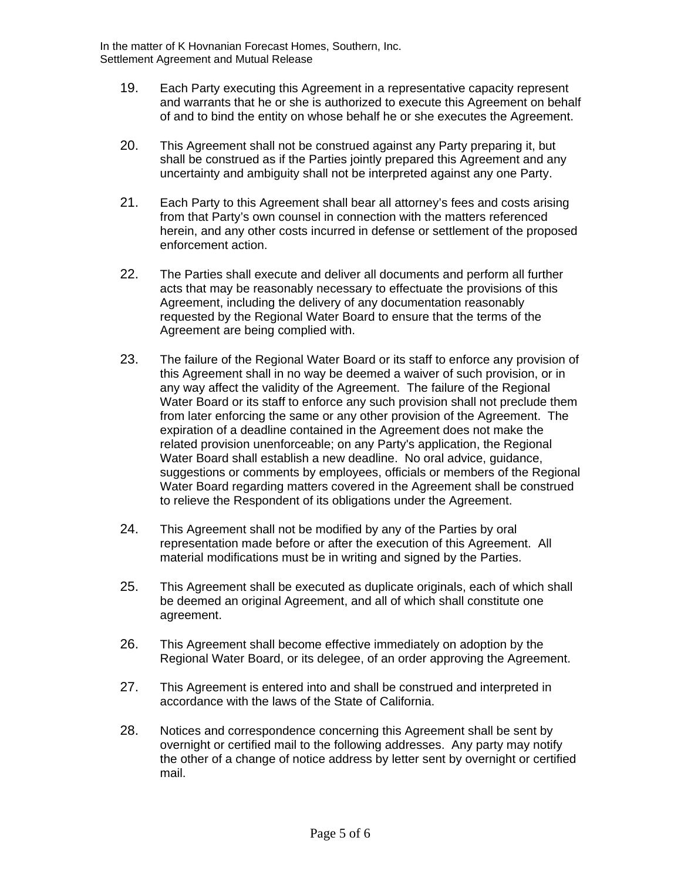19. Each Party executing this Agreement in a representative capacity represent and warrants that he or she is authorized to execute this Agreement on behalf of and to bind the entity on whose behalf he or she executes the Agreement.

20. This Agreement shall not be construed against any Party preparing it, but shall be construed as if the Parties jointly prepared this Agreement and any uncertainty and ambiguity shall not be interpreted against any one Party.

21. Each Party to this Agreement shall bear all attorney's fees and costs arising from that Party's own counsel in connection with the matters referenced herein, and any other costs incurred in defense or settlement of the proposed enforcement action.

22. The Parties shall execute and deliver all documents and perform all further acts that may be reasonably necessary to effectuate the provisions of this Agreement, including the delivery of any documentation reasonably requested by the Regional Water Board to ensure that the terms of the Agreement are being complied with.

23. The failure of the Regional Water Board or its staff to enforce any provision of this Agreement shall in no way be deemed a waiver of such provision, or in any way affect the validity of the Agreement. The failure of the Regional Water Board or its staff to enforce any such provision shall not preclude them from later enforcing the same or any other provision of the Agreement. The expiration of a deadline contained in the Agreement does not make the related provision unenforceable; on any Party's application, the Regional Water Board shall establish a new deadline. No oral advice, guidance, suggestions or comments by employees, officials or members of the Regional Water Board regarding matters covered in the Agreement shall be construed to relieve the Respondent of its obligations under the Agreement.

24. This Agreement shall not be modified by any of the Parties by oral representation made before or after the execution of this Agreement. All material modifications must be in writing and signed by the Parties.

25. This Agreement shall be executed as duplicate originals, each of which shall be deemed an original Agreement, and all of which shall constitute one agreement.

26. This Agreement shall become effective immediately on adoption by the Regional Water Board, or its delegee, of an order approving the Agreement.

27. This Agreement is entered into and shall be construed and interpreted in accordance with the laws of the State of California.

28. Notices and correspondence concerning this Agreement shall be sent by overnight or certified mail to the following addresses. Any party may notify the other of a change of notice address by letter sent by overnight or certified mail.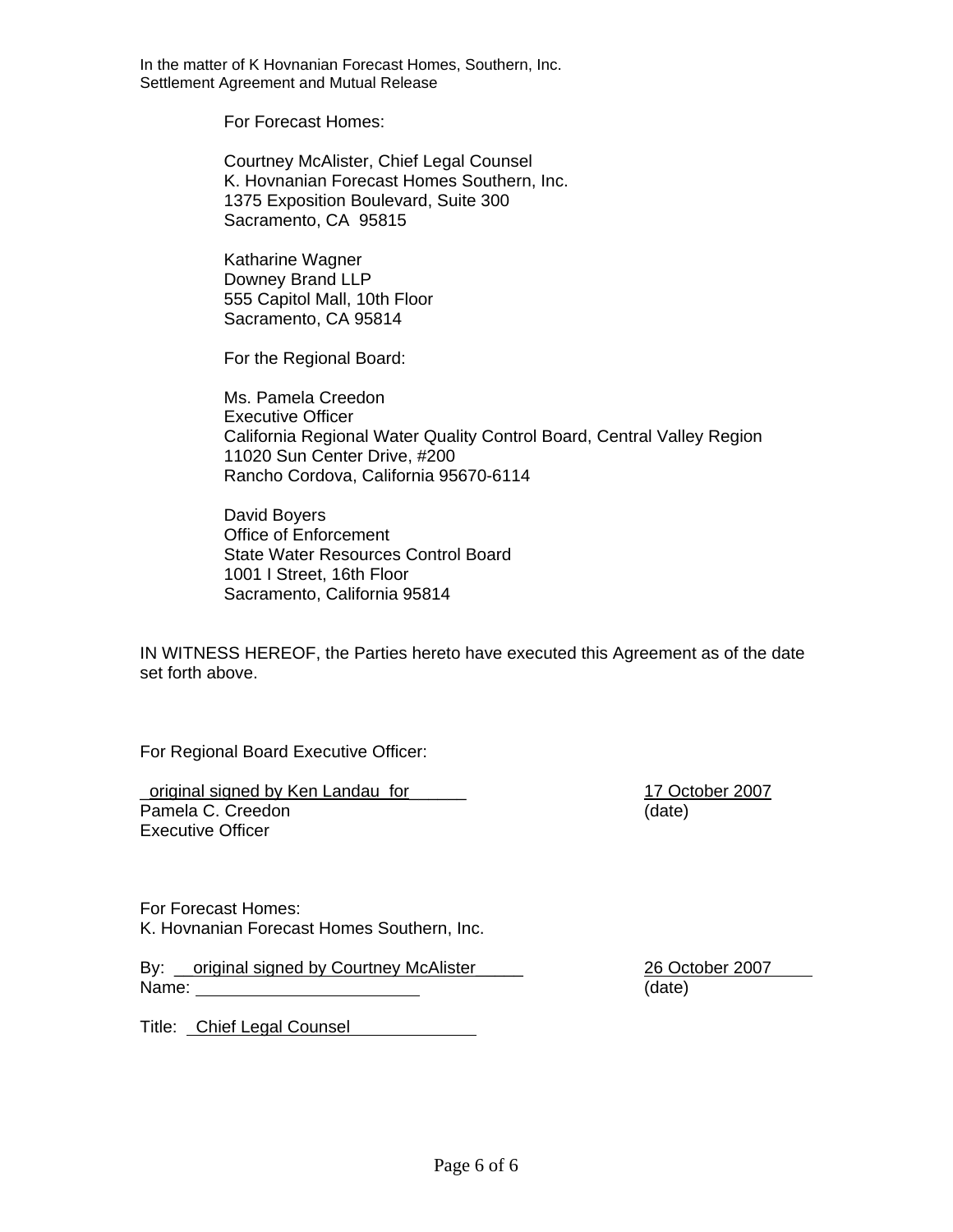For Forecast Homes:

Courtney McAlister, Chief Legal Counsel
K. Hovnanian Forecast Homes Southern, Inc.
1375 Exposition Boulevard, Suite 300
Sacramento, CA 95815

Katharine Wagner
Downey Brand LLP
555 Capitol Mall, 10th Floor
Sacramento, CA 95814

For the Regional Board:

Ms. Pamela Creedon
Executive Officer
California Regional Water Quality Control Board, Central Valley Region
11020 Sun Center Drive, #200
Rancho Cordova, California 95670-6114

David Boyers
Office of Enforcement
State Water Resources Control Board
1001 I Street, 16th Floor
Sacramento, California 95814

IN WITNESS HEREOF, the Parties hereto have executed this Agreement as of the date set forth above.

For Regional Board Executive Officer:

original signed by Ken Landau for — 17 October 2007
Pamela C. Creedon — (date)
Executive Officer

For Forecast Homes:
K. Hovnanian Forecast Homes Southern, Inc.

By: original signed by Courtney McAlister — 26 October 2007
Name: ______________________ — (date)

Title: Chief Legal Counsel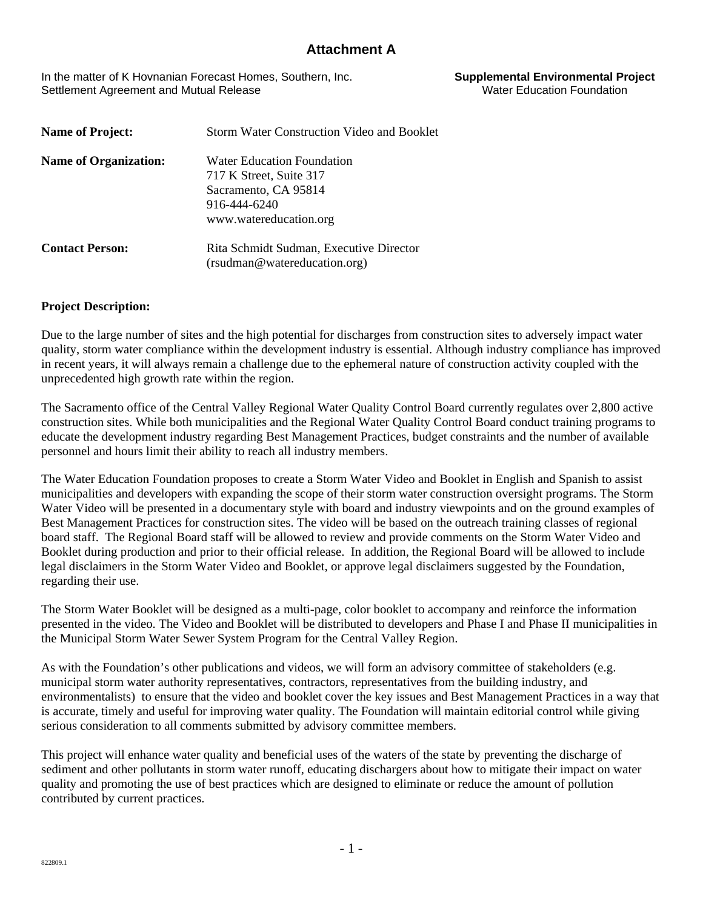## Attachment A

In the matter of K Hovnanian Forecast Homes, Southern, Inc.
Settlement Agreement and Mutual Release

**Supplemental Environmental Project**
Water Education Foundation

| | |
|---|---|
| **Name of Project:** | Storm Water Construction Video and Booklet |
| **Name of Organization:** | Water Education Foundation<br>717 K Street, Suite 317<br>Sacramento, CA 95814<br>916-444-6240<br>www.watereducation.org |
| **Contact Person:** | Rita Schmidt Sudman, Executive Director<br>(rsudman@watereducation.org) |

**Project Description:**

Due to the large number of sites and the high potential for discharges from construction sites to adversely impact water quality, storm water compliance within the development industry is essential. Although industry compliance has improved in recent years, it will always remain a challenge due to the ephemeral nature of construction activity coupled with the unprecedented high growth rate within the region.

The Sacramento office of the Central Valley Regional Water Quality Control Board currently regulates over 2,800 active construction sites. While both municipalities and the Regional Water Quality Control Board conduct training programs to educate the development industry regarding Best Management Practices, budget constraints and the number of available personnel and hours limit their ability to reach all industry members.

The Water Education Foundation proposes to create a Storm Water Video and Booklet in English and Spanish to assist municipalities and developers with expanding the scope of their storm water construction oversight programs. The Storm Water Video will be presented in a documentary style with board and industry viewpoints and on the ground examples of Best Management Practices for construction sites. The video will be based on the outreach training classes of regional board staff. The Regional Board staff will be allowed to review and provide comments on the Storm Water Video and Booklet during production and prior to their official release. In addition, the Regional Board will be allowed to include legal disclaimers in the Storm Water Video and Booklet, or approve legal disclaimers suggested by the Foundation, regarding their use.

The Storm Water Booklet will be designed as a multi-page, color booklet to accompany and reinforce the information presented in the video. The Video and Booklet will be distributed to developers and Phase I and Phase II municipalities in the Municipal Storm Water Sewer System Program for the Central Valley Region.

As with the Foundation's other publications and videos, we will form an advisory committee of stakeholders (e.g. municipal storm water authority representatives, contractors, representatives from the building industry, and environmentalists) to ensure that the video and booklet cover the key issues and Best Management Practices in a way that is accurate, timely and useful for improving water quality. The Foundation will maintain editorial control while giving serious consideration to all comments submitted by advisory committee members.

This project will enhance water quality and beneficial uses of the waters of the state by preventing the discharge of sediment and other pollutants in storm water runoff, educating dischargers about how to mitigate their impact on water quality and promoting the use of best practices which are designed to eliminate or reduce the amount of pollution contributed by current practices.

822809.1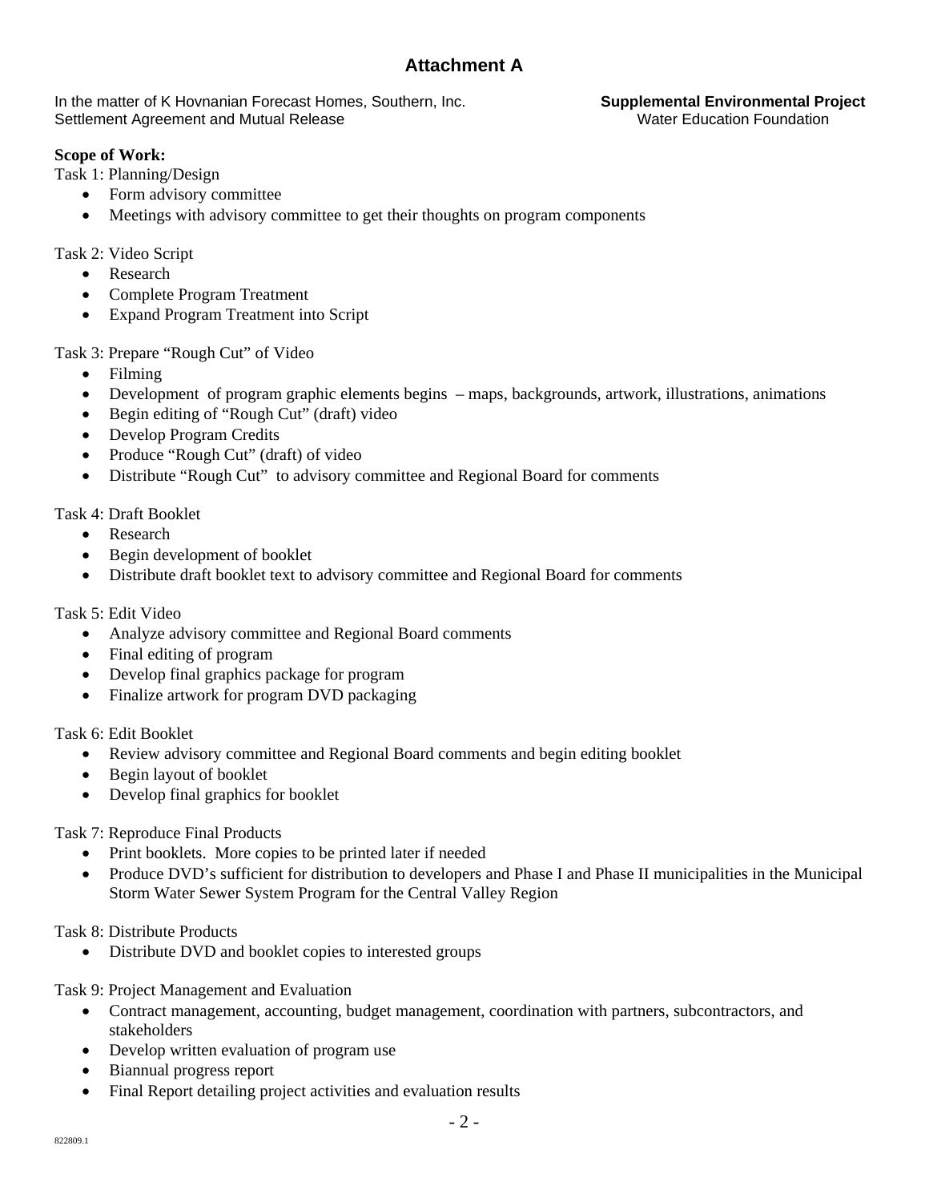## Attachment A

In the matter of K Hovnanian Forecast Homes, Southern, Inc.
Settlement Agreement and Mutual Release

**Supplemental Environmental Project**
Water Education Foundation

**Scope of Work:**

Task 1: Planning/Design

- Form advisory committee
- Meetings with advisory committee to get their thoughts on program components

Task 2: Video Script

- Research
- Complete Program Treatment
- Expand Program Treatment into Script

Task 3: Prepare "Rough Cut" of Video

- Filming
- Development of program graphic elements begins – maps, backgrounds, artwork, illustrations, animations
- Begin editing of "Rough Cut" (draft) video
- Develop Program Credits
- Produce "Rough Cut" (draft) of video
- Distribute "Rough Cut" to advisory committee and Regional Board for comments

Task 4: Draft Booklet

- Research
- Begin development of booklet
- Distribute draft booklet text to advisory committee and Regional Board for comments

Task 5: Edit Video

- Analyze advisory committee and Regional Board comments
- Final editing of program
- Develop final graphics package for program
- Finalize artwork for program DVD packaging

Task 6: Edit Booklet

- Review advisory committee and Regional Board comments and begin editing booklet
- Begin layout of booklet
- Develop final graphics for booklet

Task 7: Reproduce Final Products

- Print booklets. More copies to be printed later if needed
- Produce DVD's sufficient for distribution to developers and Phase I and Phase II municipalities in the Municipal Storm Water Sewer System Program for the Central Valley Region

Task 8: Distribute Products

- Distribute DVD and booklet copies to interested groups

Task 9: Project Management and Evaluation

- Contract management, accounting, budget management, coordination with partners, subcontractors, and stakeholders
- Develop written evaluation of program use
- Biannual progress report
- Final Report detailing project activities and evaluation results

822809.1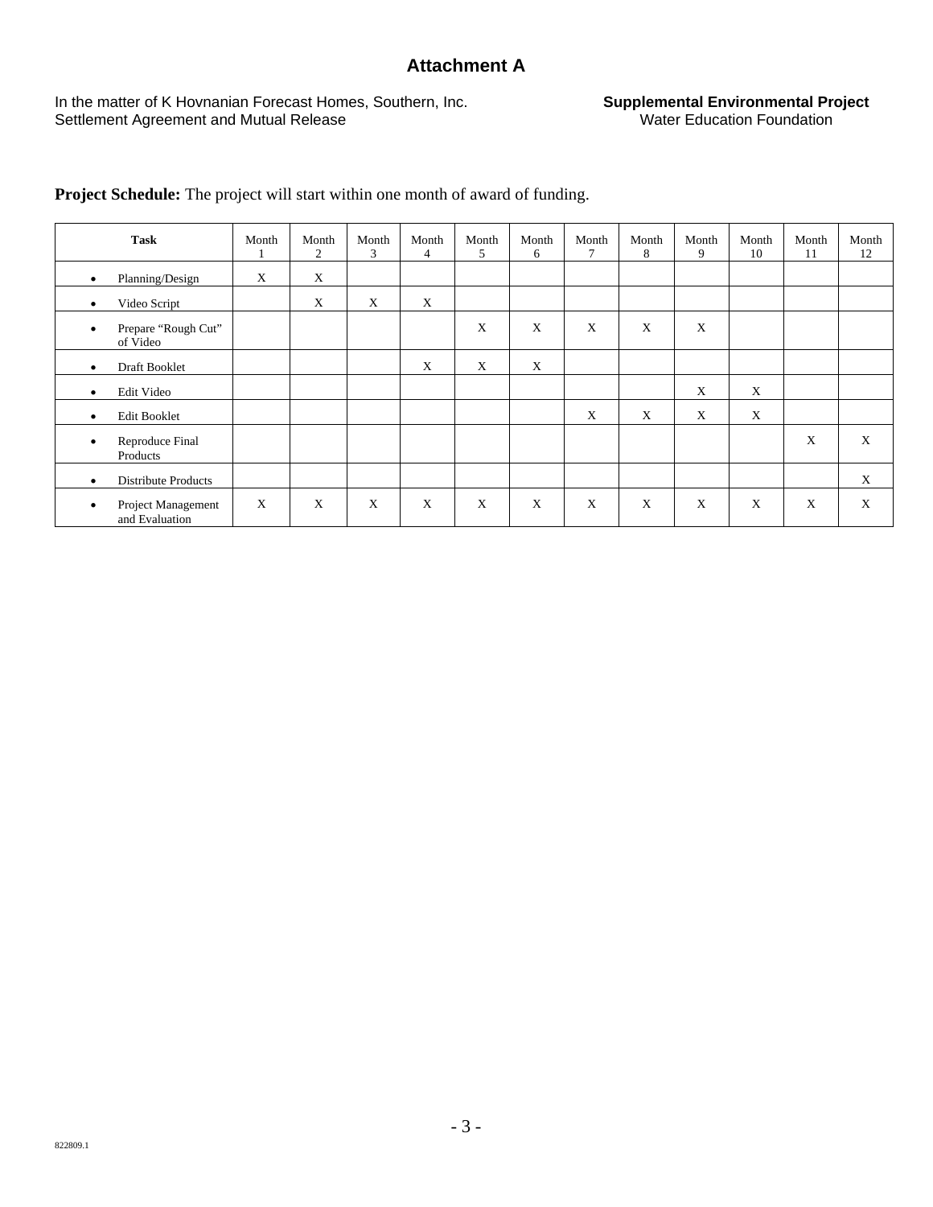# Attachment A

In the matter of K Hovnanian Forecast Homes, Southern, Inc.
Settlement Agreement and Mutual Release

**Supplemental Environmental Project**
Water Education Foundation

**Project Schedule:** The project will start within one month of award of funding.

| Task | Month 1 | Month 2 | Month 3 | Month 4 | Month 5 | Month 6 | Month 7 | Month 8 | Month 9 | Month 10 | Month 11 | Month 12 |
|---|---|---|---|---|---|---|---|---|---|---|---|---|
| • Planning/Design | X | X | | | | | | | | | | |
| • Video Script | | X | X | X | | | | | | | | |
| • Prepare "Rough Cut" of Video | | | | | X | X | X | X | X | | | |
| • Draft Booklet | | | | X | X | X | | | | | | |
| • Edit Video | | | | | | | | | X | X | | |
| • Edit Booklet | | | | | | | X | X | X | X | | |
| • Reproduce Final Products | | | | | | | | | | | X | X |
| • Distribute Products | | | | | | | | | | | | X |
| • Project Management and Evaluation | X | X | X | X | X | X | X | X | X | X | X | X |

822809.1